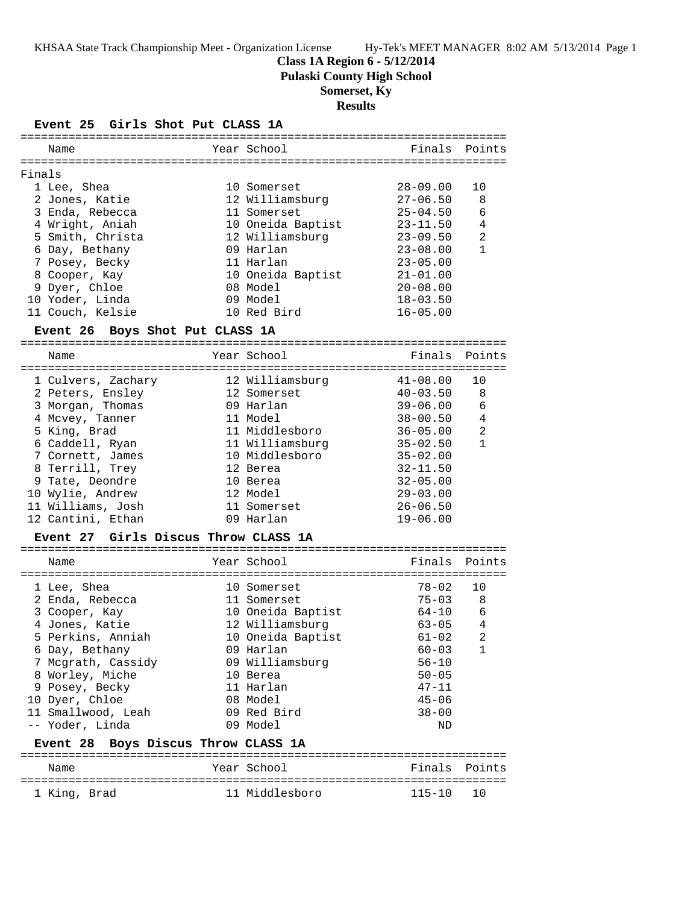KHSAA State Track Championship Meet - Organization License Hy-Tek's MEET MANAGER 8:02 AM 5/13/2014 Page 1

**Class 1A Region 6 - 5/12/2014**

**Pulaski County High School**

**Somerset, Ky**

**Results**

### Event 25 Girls Shot Put CLASS 1A

Finals

| | Name | Year | School | Finals | Points |
|---|---|---|---|---|---|
| 1 | Lee, Shea | 10 | Somerset | 28-09.00 | 10 |
| 2 | Jones, Katie | 12 | Williamsburg | 27-06.50 | 8 |
| 3 | Enda, Rebecca | 11 | Somerset | 25-04.50 | 6 |
| 4 | Wright, Aniah | 10 | Oneida Baptist | 23-11.50 | 4 |
| 5 | Smith, Christa | 12 | Williamsburg | 23-09.50 | 2 |
| 6 | Day, Bethany | 09 | Harlan | 23-08.00 | 1 |
| 7 | Posey, Becky | 11 | Harlan | 23-05.00 | |
| 8 | Cooper, Kay | 10 | Oneida Baptist | 21-01.00 | |
| 9 | Dyer, Chloe | 08 | Model | 20-08.00 | |
| 10 | Yoder, Linda | 09 | Model | 18-03.50 | |
| 11 | Couch, Kelsie | 10 | Red Bird | 16-05.00 | |

### Event 26 Boys Shot Put CLASS 1A

| | Name | Year | School | Finals | Points |
|---|---|---|---|---|---|
| 1 | Culvers, Zachary | 12 | Williamsburg | 41-08.00 | 10 |
| 2 | Peters, Ensley | 12 | Somerset | 40-03.50 | 8 |
| 3 | Morgan, Thomas | 09 | Harlan | 39-06.00 | 6 |
| 4 | Mcvey, Tanner | 11 | Model | 38-00.50 | 4 |
| 5 | King, Brad | 11 | Middlesboro | 36-05.00 | 2 |
| 6 | Caddell, Ryan | 11 | Williamsburg | 35-02.50 | 1 |
| 7 | Cornett, James | 10 | Middlesboro | 35-02.00 | |
| 8 | Terrill, Trey | 12 | Berea | 32-11.50 | |
| 9 | Tate, Deondre | 10 | Berea | 32-05.00 | |
| 10 | Wylie, Andrew | 12 | Model | 29-03.00 | |
| 11 | Williams, Josh | 11 | Somerset | 26-06.50 | |
| 12 | Cantini, Ethan | 09 | Harlan | 19-06.00 | |

### Event 27 Girls Discus Throw CLASS 1A

| | Name | Year | School | Finals | Points |
|---|---|---|---|---|---|
| 1 | Lee, Shea | 10 | Somerset | 78-02 | 10 |
| 2 | Enda, Rebecca | 11 | Somerset | 75-03 | 8 |
| 3 | Cooper, Kay | 10 | Oneida Baptist | 64-10 | 6 |
| 4 | Jones, Katie | 12 | Williamsburg | 63-05 | 4 |
| 5 | Perkins, Anniah | 10 | Oneida Baptist | 61-02 | 2 |
| 6 | Day, Bethany | 09 | Harlan | 60-03 | 1 |
| 7 | Mcgrath, Cassidy | 09 | Williamsburg | 56-10 | |
| 8 | Worley, Miche | 10 | Berea | 50-05 | |
| 9 | Posey, Becky | 11 | Harlan | 47-11 | |
| 10 | Dyer, Chloe | 08 | Model | 45-06 | |
| 11 | Smallwood, Leah | 09 | Red Bird | 38-00 | |
| -- | Yoder, Linda | 09 | Model | ND | |

### Event 28 Boys Discus Throw CLASS 1A

| | Name | Year | School | Finals | Points |
|---|---|---|---|---|---|
| 1 | King, Brad | 11 | Middlesboro | 115-10 | 10 |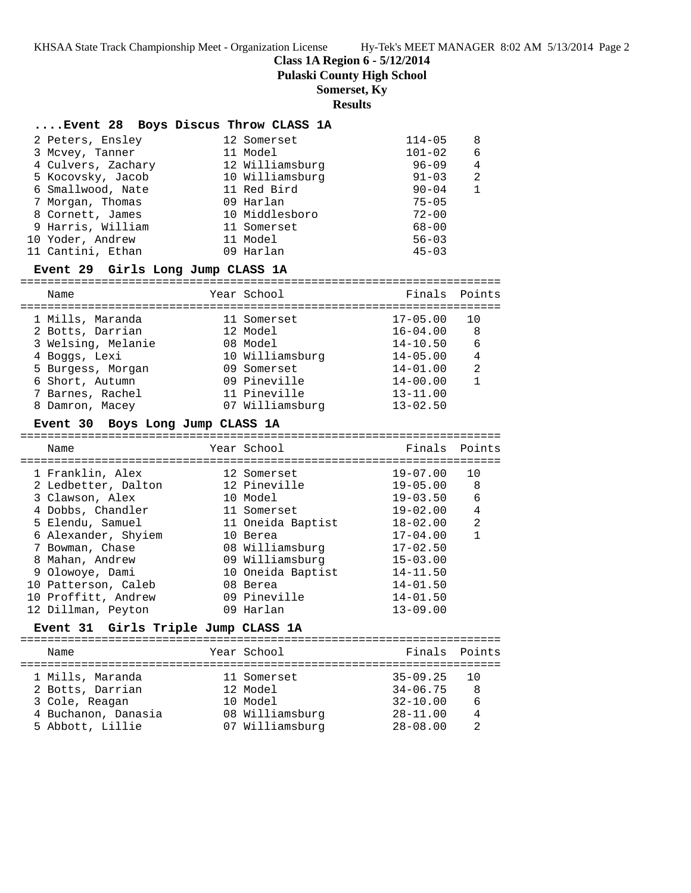**Class 1A Region 6 - 5/12/2014**

**Pulaski County High School**

**Somerset, Ky**

**Results**

### ....Event 28 Boys Discus Throw CLASS 1A

| Place | Name | Year | School | Finals | Points |
|---|---|---|---|---|---|
| 2 | Peters, Ensley | 12 | Somerset | 114-05 | 8 |
| 3 | Mcvey, Tanner | 11 | Model | 101-02 | 6 |
| 4 | Culvers, Zachary | 12 | Williamsburg | 96-09 | 4 |
| 5 | Kocovsky, Jacob | 10 | Williamsburg | 91-03 | 2 |
| 6 | Smallwood, Nate | 11 | Red Bird | 90-04 | 1 |
| 7 | Morgan, Thomas | 09 | Harlan | 75-05 | |
| 8 | Cornett, James | 10 | Middlesboro | 72-00 | |
| 9 | Harris, William | 11 | Somerset | 68-00 | |
| 10 | Yoder, Andrew | 11 | Model | 56-03 | |
| 11 | Cantini, Ethan | 09 | Harlan | 45-03 | |

### Event 29 Girls Long Jump CLASS 1A

| Place | Name | Year | School | Finals | Points |
|---|---|---|---|---|---|
| 1 | Mills, Maranda | 11 | Somerset | 17-05.00 | 10 |
| 2 | Botts, Darrian | 12 | Model | 16-04.00 | 8 |
| 3 | Welsing, Melanie | 08 | Model | 14-10.50 | 6 |
| 4 | Boggs, Lexi | 10 | Williamsburg | 14-05.00 | 4 |
| 5 | Burgess, Morgan | 09 | Somerset | 14-01.00 | 2 |
| 6 | Short, Autumn | 09 | Pineville | 14-00.00 | 1 |
| 7 | Barnes, Rachel | 11 | Pineville | 13-11.00 | |
| 8 | Damron, Macey | 07 | Williamsburg | 13-02.50 | |

### Event 30 Boys Long Jump CLASS 1A

| Place | Name | Year | School | Finals | Points |
|---|---|---|---|---|---|
| 1 | Franklin, Alex | 12 | Somerset | 19-07.00 | 10 |
| 2 | Ledbetter, Dalton | 12 | Pineville | 19-05.00 | 8 |
| 3 | Clawson, Alex | 10 | Model | 19-03.50 | 6 |
| 4 | Dobbs, Chandler | 11 | Somerset | 19-02.00 | 4 |
| 5 | Elendu, Samuel | 11 | Oneida Baptist | 18-02.00 | 2 |
| 6 | Alexander, Shyiem | 10 | Berea | 17-04.00 | 1 |
| 7 | Bowman, Chase | 08 | Williamsburg | 17-02.50 | |
| 8 | Mahan, Andrew | 09 | Williamsburg | 15-03.00 | |
| 9 | Olowoye, Dami | 10 | Oneida Baptist | 14-11.50 | |
| 10 | Patterson, Caleb | 08 | Berea | 14-01.50 | |
| 10 | Proffitt, Andrew | 09 | Pineville | 14-01.50 | |
| 12 | Dillman, Peyton | 09 | Harlan | 13-09.00 | |

### Event 31 Girls Triple Jump CLASS 1A

| Place | Name | Year | School | Finals | Points |
|---|---|---|---|---|---|
| 1 | Mills, Maranda | 11 | Somerset | 35-09.25 | 10 |
| 2 | Botts, Darrian | 12 | Model | 34-06.75 | 8 |
| 3 | Cole, Reagan | 10 | Model | 32-10.00 | 6 |
| 4 | Buchanon, Danasia | 08 | Williamsburg | 28-11.00 | 4 |
| 5 | Abbott, Lillie | 07 | Williamsburg | 28-08.00 | 2 |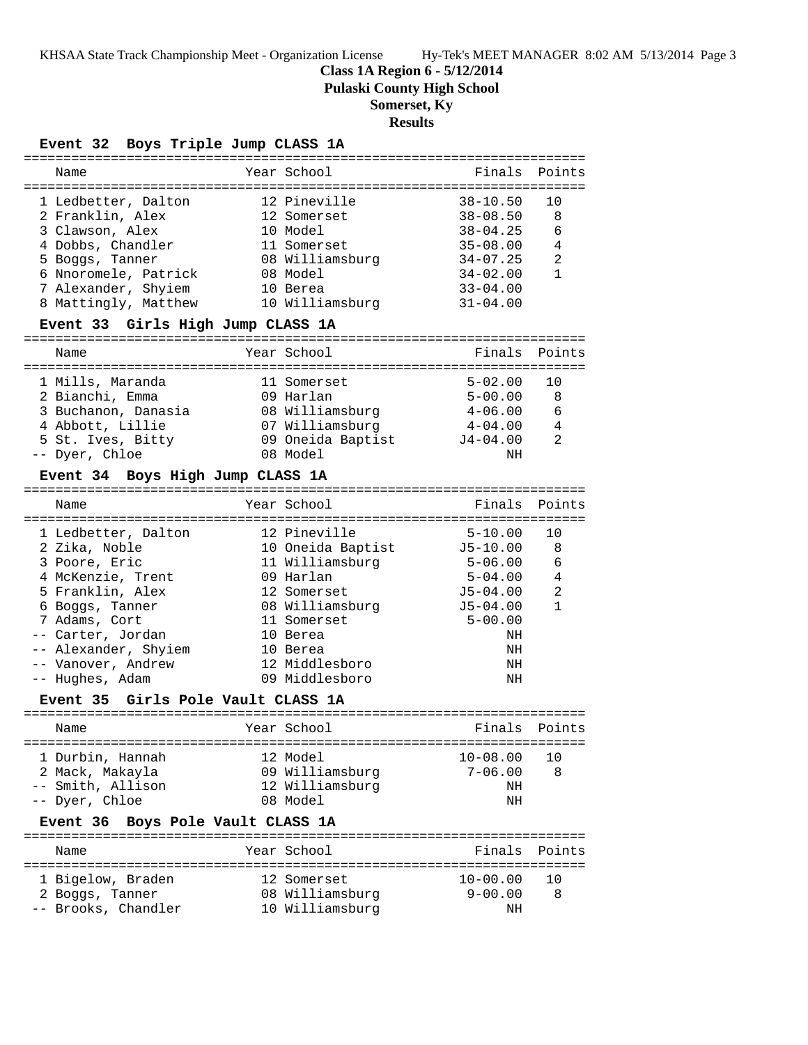**Class 1A Region 6 - 5/12/2014**
**Pulaski County High School**
**Somerset, Ky**
**Results**

### Event 32 Boys Triple Jump CLASS 1A

| | Name | Year | School | Finals | Points |
|---|---|---|---|---|---|
| 1 | Ledbetter, Dalton | 12 | Pineville | 38-10.50 | 10 |
| 2 | Franklin, Alex | 12 | Somerset | 38-08.50 | 8 |
| 3 | Clawson, Alex | 10 | Model | 38-04.25 | 6 |
| 4 | Dobbs, Chandler | 11 | Somerset | 35-08.00 | 4 |
| 5 | Boggs, Tanner | 08 | Williamsburg | 34-07.25 | 2 |
| 6 | Nnoromele, Patrick | 08 | Model | 34-02.00 | 1 |
| 7 | Alexander, Shyiem | 10 | Berea | 33-04.00 | |
| 8 | Mattingly, Matthew | 10 | Williamsburg | 31-04.00 | |

### Event 33 Girls High Jump CLASS 1A

| | Name | Year | School | Finals | Points |
|---|---|---|---|---|---|
| 1 | Mills, Maranda | 11 | Somerset | 5-02.00 | 10 |
| 2 | Bianchi, Emma | 09 | Harlan | 5-00.00 | 8 |
| 3 | Buchanon, Danasia | 08 | Williamsburg | 4-06.00 | 6 |
| 4 | Abbott, Lillie | 07 | Williamsburg | 4-04.00 | 4 |
| 5 | St. Ives, Bitty | 09 | Oneida Baptist | J4-04.00 | 2 |
| -- | Dyer, Chloe | 08 | Model | NH | |

### Event 34 Boys High Jump CLASS 1A

| | Name | Year | School | Finals | Points |
|---|---|---|---|---|---|
| 1 | Ledbetter, Dalton | 12 | Pineville | 5-10.00 | 10 |
| 2 | Zika, Noble | 10 | Oneida Baptist | J5-10.00 | 8 |
| 3 | Poore, Eric | 11 | Williamsburg | 5-06.00 | 6 |
| 4 | McKenzie, Trent | 09 | Harlan | 5-04.00 | 4 |
| 5 | Franklin, Alex | 12 | Somerset | J5-04.00 | 2 |
| 6 | Boggs, Tanner | 08 | Williamsburg | J5-04.00 | 1 |
| 7 | Adams, Cort | 11 | Somerset | 5-00.00 | |
| -- | Carter, Jordan | 10 | Berea | NH | |
| -- | Alexander, Shyiem | 10 | Berea | NH | |
| -- | Vanover, Andrew | 12 | Middlesboro | NH | |
| -- | Hughes, Adam | 09 | Middlesboro | NH | |

### Event 35 Girls Pole Vault CLASS 1A

| | Name | Year | School | Finals | Points |
|---|---|---|---|---|---|
| 1 | Durbin, Hannah | 12 | Model | 10-08.00 | 10 |
| 2 | Mack, Makayla | 09 | Williamsburg | 7-06.00 | 8 |
| -- | Smith, Allison | 12 | Williamsburg | NH | |
| -- | Dyer, Chloe | 08 | Model | NH | |

### Event 36 Boys Pole Vault CLASS 1A

| | Name | Year | School | Finals | Points |
|---|---|---|---|---|---|
| 1 | Bigelow, Braden | 12 | Somerset | 10-00.00 | 10 |
| 2 | Boggs, Tanner | 08 | Williamsburg | 9-00.00 | 8 |
| -- | Brooks, Chandler | 10 | Williamsburg | NH | |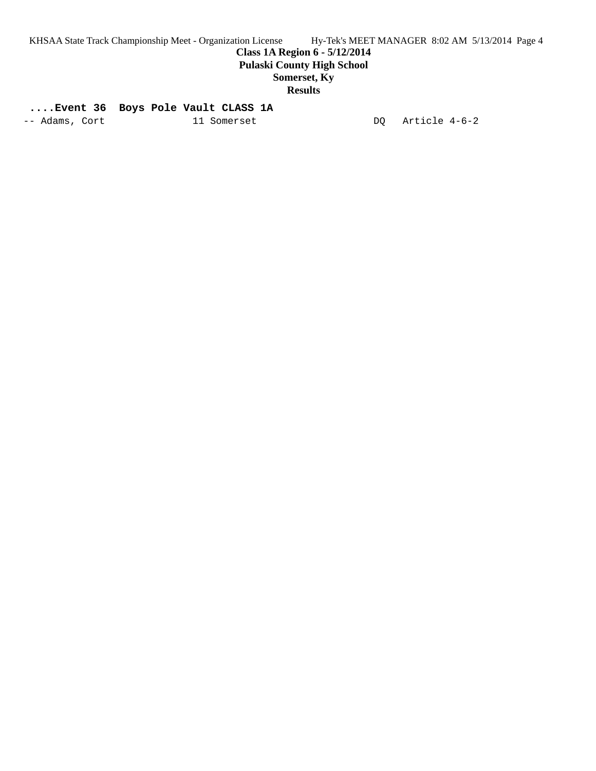**Class 1A Region 6 - 5/12/2014**
**Pulaski County High School**
**Somerset, Ky**
**Results**

**....Event 36 Boys Pole Vault CLASS 1A**

| | | | | |
|---|---|---|---|---|
| -- | Adams, Cort | 11 Somerset | DQ | Article 4-6-2 |